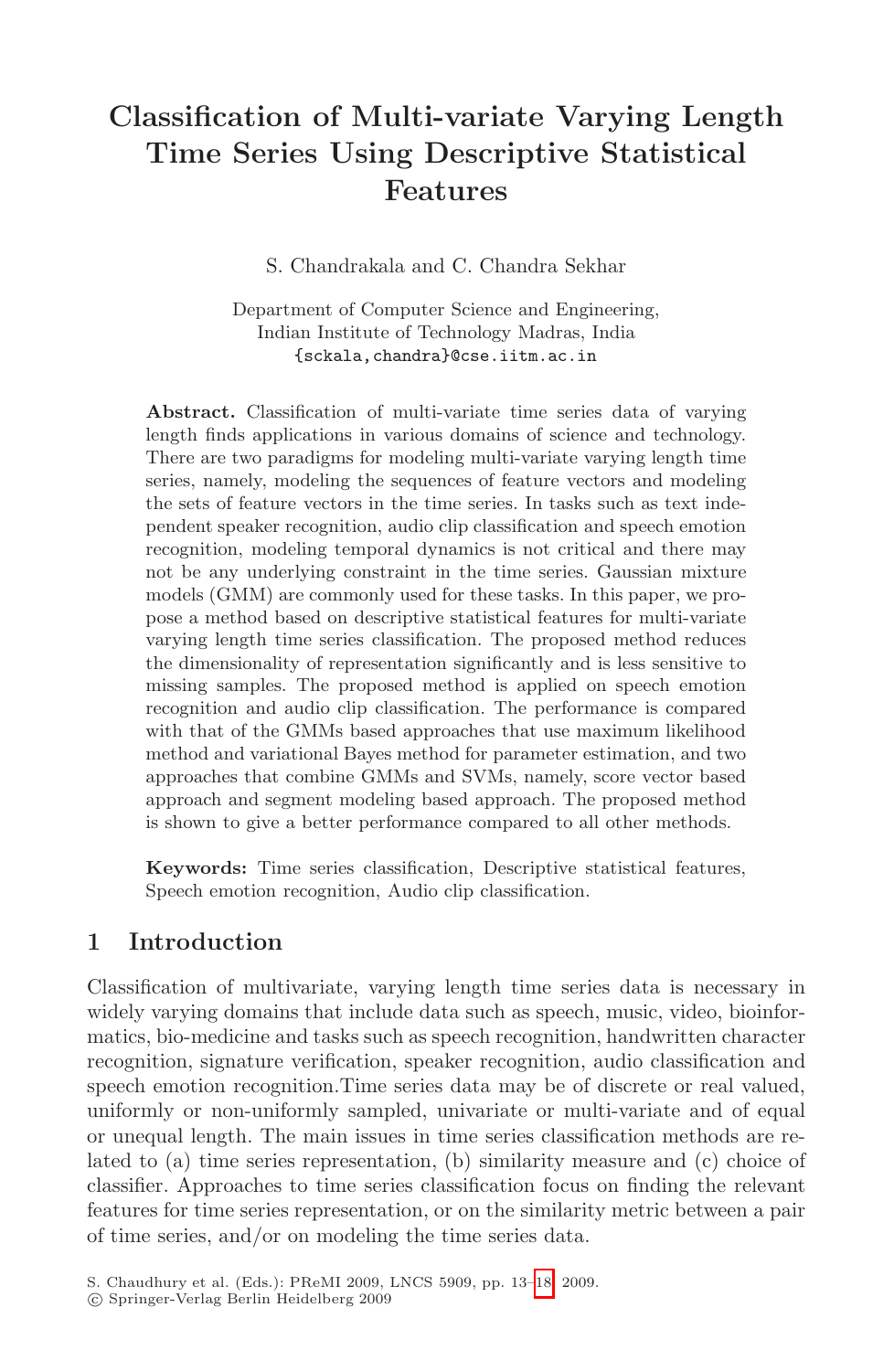# Classification of Multi-variate Varying Length Time Series Using Descriptive Statistical Features

S. Chandrakala and C. Chandra Sekhar

Department of Computer Science and Engineering,
Indian Institute of Technology Madras, India
{sckala,chandra}@cse.iitm.ac.in

**Abstract.** Classification of multi-variate time series data of varying length finds applications in various domains of science and technology. There are two paradigms for modeling multi-variate varying length time series, namely, modeling the sequences of feature vectors and modeling the sets of feature vectors in the time series. In tasks such as text independent speaker recognition, audio clip classification and speech emotion recognition, modeling temporal dynamics is not critical and there may not be any underlying constraint in the time series. Gaussian mixture models (GMM) are commonly used for these tasks. In this paper, we propose a method based on descriptive statistical features for multi-variate varying length time series classification. The proposed method reduces the dimensionality of representation significantly and is less sensitive to missing samples. The proposed method is applied on speech emotion recognition and audio clip classification. The performance is compared with that of the GMMs based approaches that use maximum likelihood method and variational Bayes method for parameter estimation, and two approaches that combine GMMs and SVMs, namely, score vector based approach and segment modeling based approach. The proposed method is shown to give a better performance compared to all other methods.

**Keywords:** Time series classification, Descriptive statistical features, Speech emotion recognition, Audio clip classification.

## 1 Introduction

Classification of multivariate, varying length time series data is necessary in widely varying domains that include data such as speech, music, video, bioinformatics, bio-medicine and tasks such as speech recognition, handwritten character recognition, signature verification, speaker recognition, audio classification and speech emotion recognition.Time series data may be of discrete or real valued, uniformly or non-uniformly sampled, univariate or multi-variate and of equal or unequal length. The main issues in time series classification methods are related to (a) time series representation, (b) similarity measure and (c) choice of classifier. Approaches to time series classification focus on finding the relevant features for time series representation, or on the similarity metric between a pair of time series, and/or on modeling the time series data.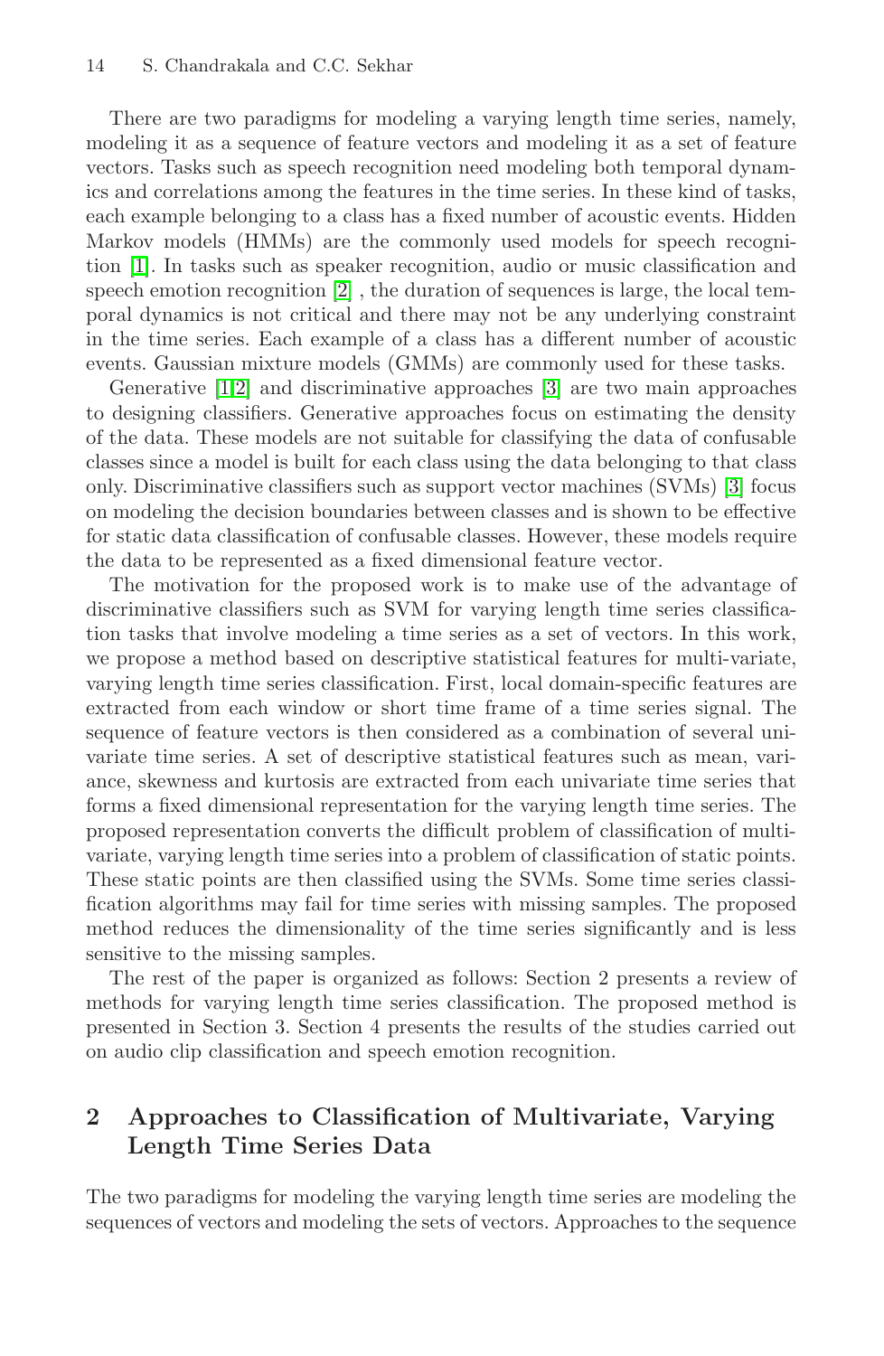There are two paradigms for modeling a varying length time series, namely, modeling it as a sequence of feature vectors and modeling it as a set of feature vectors. Tasks such as speech recognition need modeling both temporal dynamics and correlations among the features in the time series. In these kind of tasks, each example belonging to a class has a fixed number of acoustic events. Hidden Markov models (HMMs) are the commonly used models for speech recognition [1]. In tasks such as speaker recognition, audio or music classification and speech emotion recognition [2] , the duration of sequences is large, the local temporal dynamics is not critical and there may not be any underlying constraint in the time series. Each example of a class has a different number of acoustic events. Gaussian mixture models (GMMs) are commonly used for these tasks.

Generative [1,2] and discriminative approaches [3] are two main approaches to designing classifiers. Generative approaches focus on estimating the density of the data. These models are not suitable for classifying the data of confusable classes since a model is built for each class using the data belonging to that class only. Discriminative classifiers such as support vector machines (SVMs) [3] focus on modeling the decision boundaries between classes and is shown to be effective for static data classification of confusable classes. However, these models require the data to be represented as a fixed dimensional feature vector.

The motivation for the proposed work is to make use of the advantage of discriminative classifiers such as SVM for varying length time series classification tasks that involve modeling a time series as a set of vectors. In this work, we propose a method based on descriptive statistical features for multi-variate, varying length time series classification. First, local domain-specific features are extracted from each window or short time frame of a time series signal. The sequence of feature vectors is then considered as a combination of several univariate time series. A set of descriptive statistical features such as mean, variance, skewness and kurtosis are extracted from each univariate time series that forms a fixed dimensional representation for the varying length time series. The proposed representation converts the difficult problem of classification of multivariate, varying length time series into a problem of classification of static points. These static points are then classified using the SVMs. Some time series classification algorithms may fail for time series with missing samples. The proposed method reduces the dimensionality of the time series significantly and is less sensitive to the missing samples.

The rest of the paper is organized as follows: Section 2 presents a review of methods for varying length time series classification. The proposed method is presented in Section 3. Section 4 presents the results of the studies carried out on audio clip classification and speech emotion recognition.

## 2 Approaches to Classification of Multivariate, Varying Length Time Series Data

The two paradigms for modeling the varying length time series are modeling the sequences of vectors and modeling the sets of vectors. Approaches to the sequence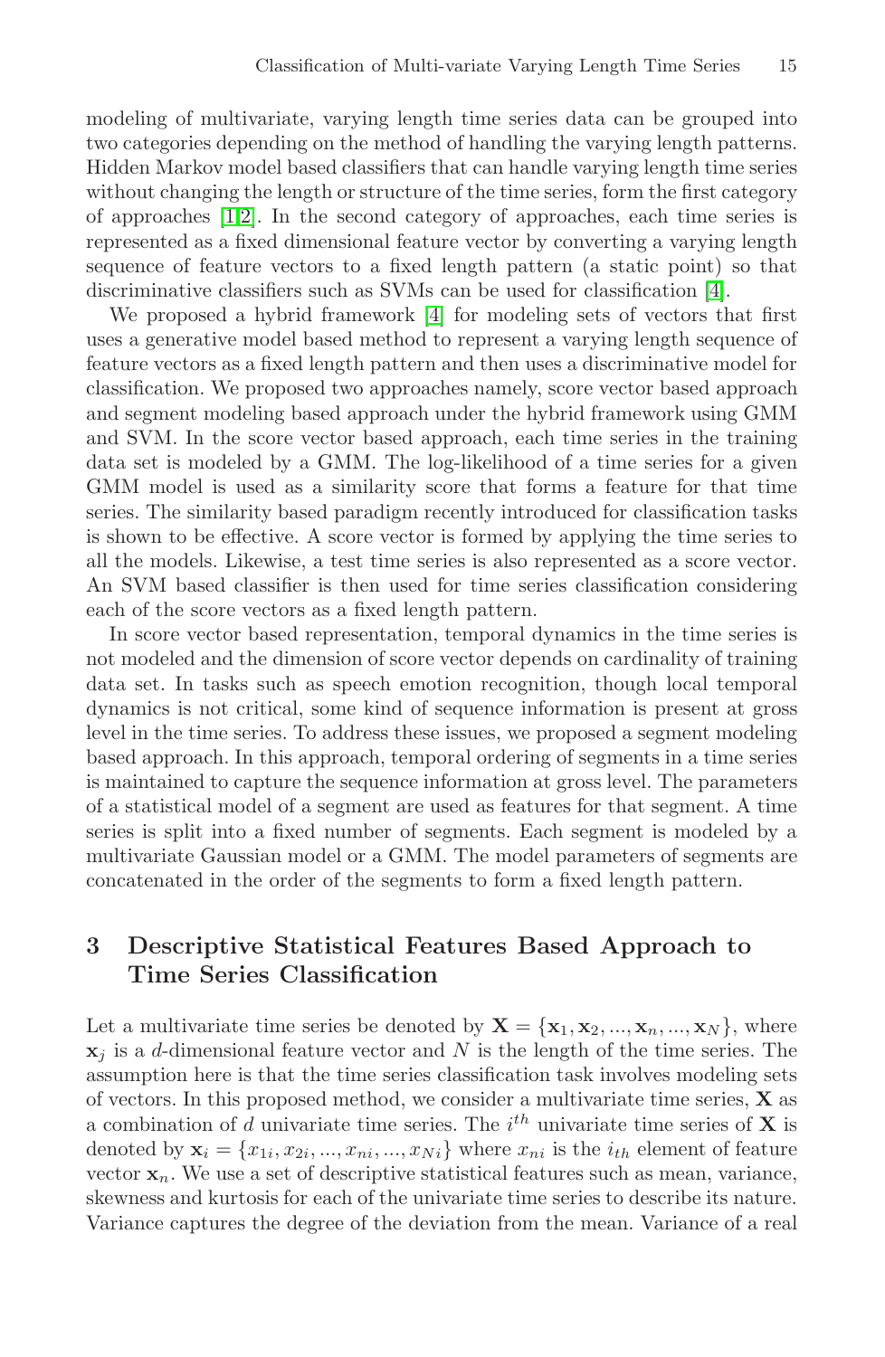modeling of multivariate, varying length time series data can be grouped into two categories depending on the method of handling the varying length patterns. Hidden Markov model based classifiers that can handle varying length time series without changing the length or structure of the time series, form the first category of approaches [1,2]. In the second category of approaches, each time series is represented as a fixed dimensional feature vector by converting a varying length sequence of feature vectors to a fixed length pattern (a static point) so that discriminative classifiers such as SVMs can be used for classification [4].

We proposed a hybrid framework [4] for modeling sets of vectors that first uses a generative model based method to represent a varying length sequence of feature vectors as a fixed length pattern and then uses a discriminative model for classification. We proposed two approaches namely, score vector based approach and segment modeling based approach under the hybrid framework using GMM and SVM. In the score vector based approach, each time series in the training data set is modeled by a GMM. The log-likelihood of a time series for a given GMM model is used as a similarity score that forms a feature for that time series. The similarity based paradigm recently introduced for classification tasks is shown to be effective. A score vector is formed by applying the time series to all the models. Likewise, a test time series is also represented as a score vector. An SVM based classifier is then used for time series classification considering each of the score vectors as a fixed length pattern.

In score vector based representation, temporal dynamics in the time series is not modeled and the dimension of score vector depends on cardinality of training data set. In tasks such as speech emotion recognition, though local temporal dynamics is not critical, some kind of sequence information is present at gross level in the time series. To address these issues, we proposed a segment modeling based approach. In this approach, temporal ordering of segments in a time series is maintained to capture the sequence information at gross level. The parameters of a statistical model of a segment are used as features for that segment. A time series is split into a fixed number of segments. Each segment is modeled by a multivariate Gaussian model or a GMM. The model parameters of segments are concatenated in the order of the segments to form a fixed length pattern.

## 3 Descriptive Statistical Features Based Approach to Time Series Classification

Let a multivariate time series be denoted by $\mathbf{X} = \{\mathbf{x}_1, \mathbf{x}_2, ..., \mathbf{x}_n, ..., \mathbf{x}_N\}$, where $\mathbf{x}_j$ is a $d$-dimensional feature vector and $N$ is the length of the time series. The assumption here is that the time series classification task involves modeling sets of vectors. In this proposed method, we consider a multivariate time series, $\mathbf{X}$ as a combination of $d$ univariate time series. The $i^{th}$ univariate time series of $\mathbf{X}$ is denoted by $\mathbf{x}_i = \{x_{1i}, x_{2i}, ..., x_{ni}, ..., x_{Ni}\}$ where $x_{ni}$ is the $i_{th}$ element of feature vector $\mathbf{x}_n$. We use a set of descriptive statistical features such as mean, variance, skewness and kurtosis for each of the univariate time series to describe its nature. Variance captures the degree of the deviation from the mean. Variance of a real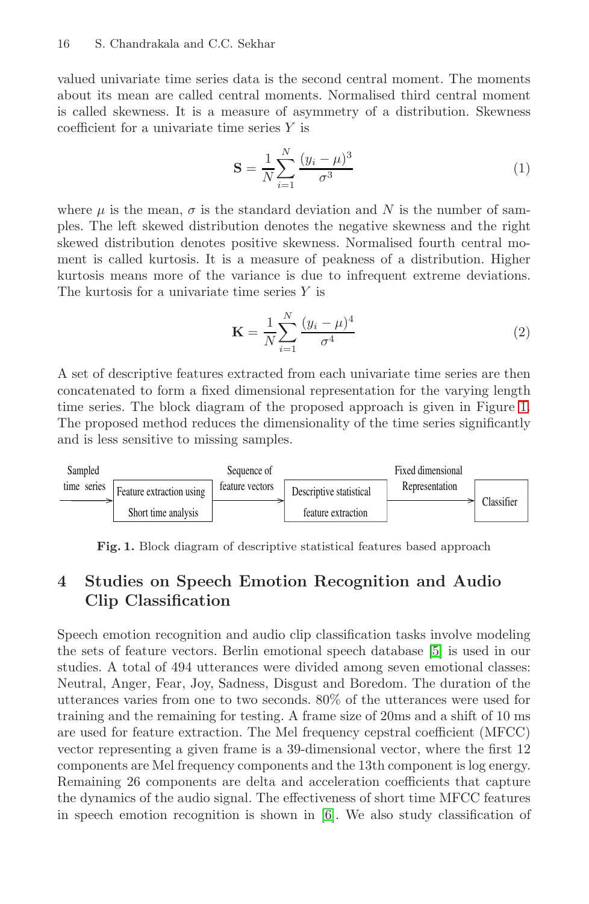valued univariate time series data is the second central moment. The moments about its mean are called central moments. Normalised third central moment is called skewness. It is a measure of asymmetry of a distribution. Skewness coefficient for a univariate time series $Y$ is

$$\mathbf{S} = \frac{1}{N}\sum_{i=1}^{N} \frac{(y_i - \mu)^3}{\sigma^3} \tag{1}$$

where $\mu$ is the mean, $\sigma$ is the standard deviation and $N$ is the number of samples. The left skewed distribution denotes the negative skewness and the right skewed distribution denotes positive skewness. Normalised fourth central moment is called kurtosis. It is a measure of peakness of a distribution. Higher kurtosis means more of the variance is due to infrequent extreme deviations. The kurtosis for a univariate time series $Y$ is

$$\mathbf{K} = \frac{1}{N}\sum_{i=1}^{N} \frac{(y_i - \mu)^4}{\sigma^4} \tag{2}$$

A set of descriptive features extracted from each univariate time series are then concatenated to form a fixed dimensional representation for the varying length time series. The block diagram of the proposed approach is given in Figure 1. The proposed method reduces the dimensionality of the time series significantly and is less sensitive to missing samples.

Sampled time series → [Feature extraction using Short time analysis] → Sequence of feature vectors → [Descriptive statistical feature extraction] → Fixed dimensional Representation → [Classifier]

**Fig. 1.** Block diagram of descriptive statistical features based approach

## 4 Studies on Speech Emotion Recognition and Audio Clip Classification

Speech emotion recognition and audio clip classification tasks involve modeling the sets of feature vectors. Berlin emotional speech database [5] is used in our studies. A total of 494 utterances were divided among seven emotional classes: Neutral, Anger, Fear, Joy, Sadness, Disgust and Boredom. The duration of the utterances varies from one to two seconds. 80% of the utterances were used for training and the remaining for testing. A frame size of 20ms and a shift of 10 ms are used for feature extraction. The Mel frequency cepstral coefficient (MFCC) vector representing a given frame is a 39-dimensional vector, where the first 12 components are Mel frequency components and the 13th component is log energy. Remaining 26 components are delta and acceleration coefficients that capture the dynamics of the audio signal. The effectiveness of short time MFCC features in speech emotion recognition is shown in [6]. We also study classification of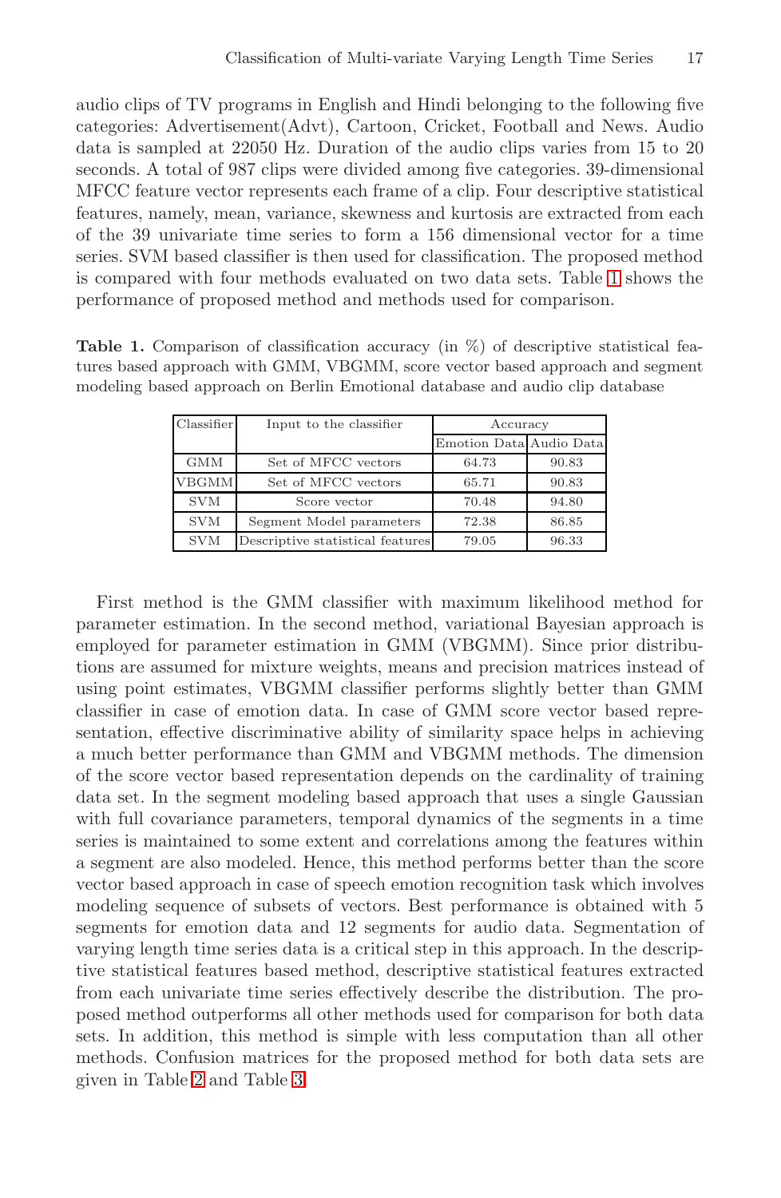audio clips of TV programs in English and Hindi belonging to the following five categories: Advertisement(Advt), Cartoon, Cricket, Football and News. Audio data is sampled at 22050 Hz. Duration of the audio clips varies from 15 to 20 seconds. A total of 987 clips were divided among five categories. 39-dimensional MFCC feature vector represents each frame of a clip. Four descriptive statistical features, namely, mean, variance, skewness and kurtosis are extracted from each of the 39 univariate time series to form a 156 dimensional vector for a time series. SVM based classifier is then used for classification. The proposed method is compared with four methods evaluated on two data sets. Table 1 shows the performance of proposed method and methods used for comparison.

**Table 1.** Comparison of classification accuracy (in %) of descriptive statistical features based approach with GMM, VBGMM, score vector based approach and segment modeling based approach on Berlin Emotional database and audio clip database

| Classifier | Input to the classifier | Accuracy | |
|---|---|---|---|
| | | Emotion Data | Audio Data |
| GMM | Set of MFCC vectors | 64.73 | 90.83 |
| VBGMM | Set of MFCC vectors | 65.71 | 90.83 |
| SVM | Score vector | 70.48 | 94.80 |
| SVM | Segment Model parameters | 72.38 | 86.85 |
| SVM | Descriptive statistical features | 79.05 | 96.33 |

First method is the GMM classifier with maximum likelihood method for parameter estimation. In the second method, variational Bayesian approach is employed for parameter estimation in GMM (VBGMM). Since prior distributions are assumed for mixture weights, means and precision matrices instead of using point estimates, VBGMM classifier performs slightly better than GMM classifier in case of emotion data. In case of GMM score vector based representation, effective discriminative ability of similarity space helps in achieving a much better performance than GMM and VBGMM methods. The dimension of the score vector based representation depends on the cardinality of training data set. In the segment modeling based approach that uses a single Gaussian with full covariance parameters, temporal dynamics of the segments in a time series is maintained to some extent and correlations among the features within a segment are also modeled. Hence, this method performs better than the score vector based approach in case of speech emotion recognition task which involves modeling sequence of subsets of vectors. Best performance is obtained with 5 segments for emotion data and 12 segments for audio data. Segmentation of varying length time series data is a critical step in this approach. In the descriptive statistical features based method, descriptive statistical features extracted from each univariate time series effectively describe the distribution. The proposed method outperforms all other methods used for comparison for both data sets. In addition, this method is simple with less computation than all other methods. Confusion matrices for the proposed method for both data sets are given in Table 2 and Table 3.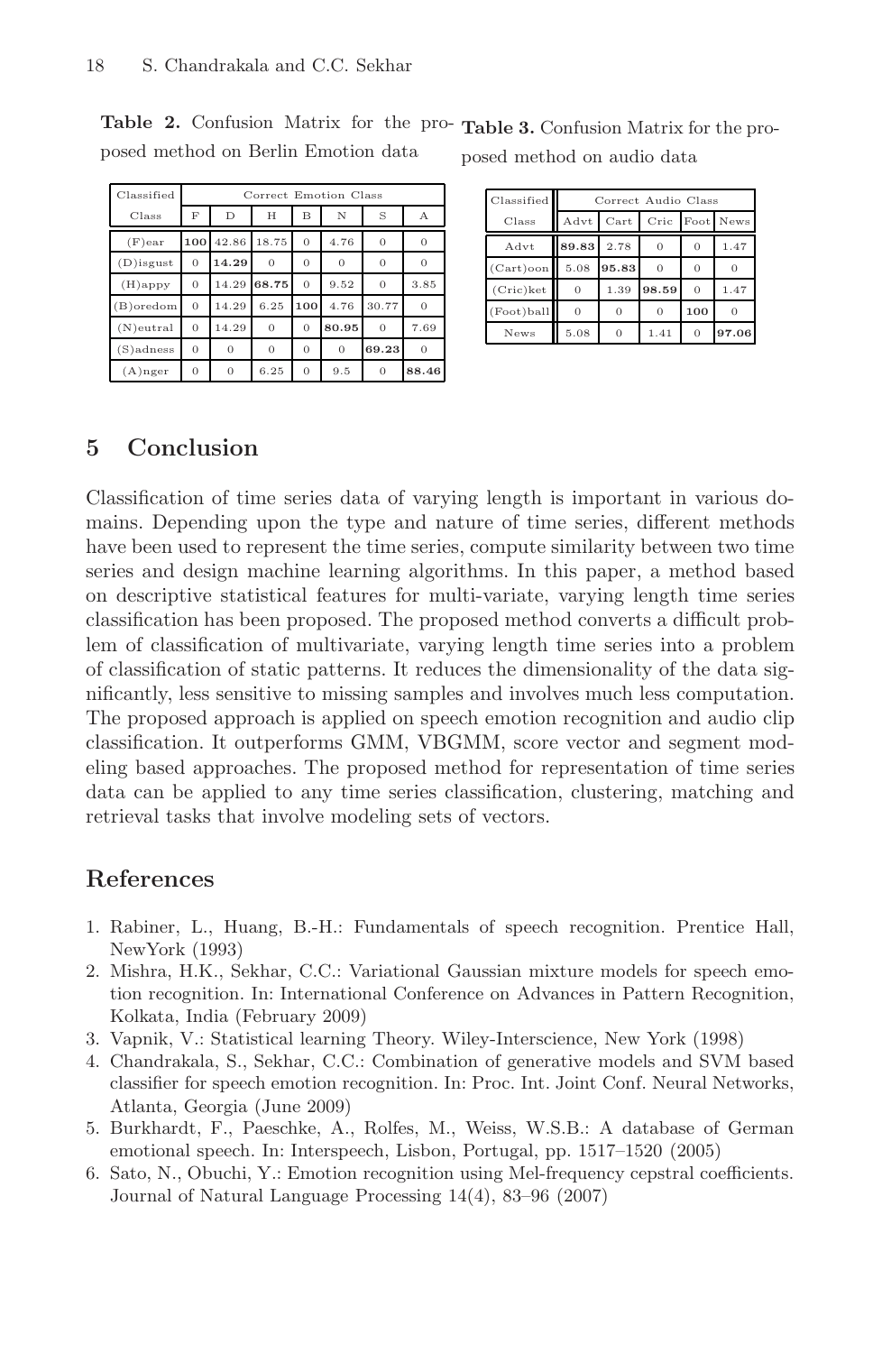**Table 2.** Confusion Matrix for the proposed method on Berlin Emotion data

| Classified | Correct Emotion Class | | | | | | |
|---|---|---|---|---|---|---|---|
| Class | F | D | H | B | N | S | A |
| (F)ear | **100** | 42.86 | 18.75 | 0 | 4.76 | 0 | 0 |
| (D)isgust | 0 | **14.29** | 0 | 0 | 0 | 0 | 0 |
| (H)appy | 0 | 14.29 | **68.75** | 0 | 9.52 | 0 | 3.85 |
| (B)oredom | 0 | 14.29 | 6.25 | **100** | 4.76 | 30.77 | 0 |
| (N)eutral | 0 | 14.29 | 0 | 0 | **80.95** | 0 | 7.69 |
| (S)adness | 0 | 0 | 0 | 0 | 0 | **69.23** | 0 |
| (A)nger | 0 | 0 | 6.25 | 0 | 9.5 | 0 | **88.46** |

**Table 3.** Confusion Matrix for the proposed method on audio data

| Classified | Correct Audio Class | | | | |
|---|---|---|---|---|---|
| Class | Advt | Cart | Cric | Foot | News |
| Advt | **89.83** | 2.78 | 0 | 0 | 1.47 |
| (Cart)oon | 5.08 | **95.83** | 0 | 0 | 0 |
| (Cric)ket | 0 | 1.39 | **98.59** | 0 | 1.47 |
| (Foot)ball | 0 | 0 | 0 | **100** | 0 |
| News | 5.08 | 0 | 1.41 | 0 | **97.06** |

## 5 Conclusion

Classification of time series data of varying length is important in various domains. Depending upon the type and nature of time series, different methods have been used to represent the time series, compute similarity between two time series and design machine learning algorithms. In this paper, a method based on descriptive statistical features for multi-variate, varying length time series classification has been proposed. The proposed method converts a difficult problem of classification of multivariate, varying length time series into a problem of classification of static patterns. It reduces the dimensionality of the data significantly, less sensitive to missing samples and involves much less computation. The proposed approach is applied on speech emotion recognition and audio clip classification. It outperforms GMM, VBGMM, score vector and segment modeling based approaches. The proposed method for representation of time series data can be applied to any time series classification, clustering, matching and retrieval tasks that involve modeling sets of vectors.

## References

1. Rabiner, L., Huang, B.-H.: Fundamentals of speech recognition. Prentice Hall, NewYork (1993)
2. Mishra, H.K., Sekhar, C.C.: Variational Gaussian mixture models for speech emotion recognition. In: International Conference on Advances in Pattern Recognition, Kolkata, India (February 2009)
3. Vapnik, V.: Statistical learning Theory. Wiley-Interscience, New York (1998)
4. Chandrakala, S., Sekhar, C.C.: Combination of generative models and SVM based classifier for speech emotion recognition. In: Proc. Int. Joint Conf. Neural Networks, Atlanta, Georgia (June 2009)
5. Burkhardt, F., Paeschke, A., Rolfes, M., Weiss, W.S.B.: A database of German emotional speech. In: Interspeech, Lisbon, Portugal, pp. 1517–1520 (2005)
6. Sato, N., Obuchi, Y.: Emotion recognition using Mel-frequency cepstral coefficients. Journal of Natural Language Processing 14(4), 83–96 (2007)